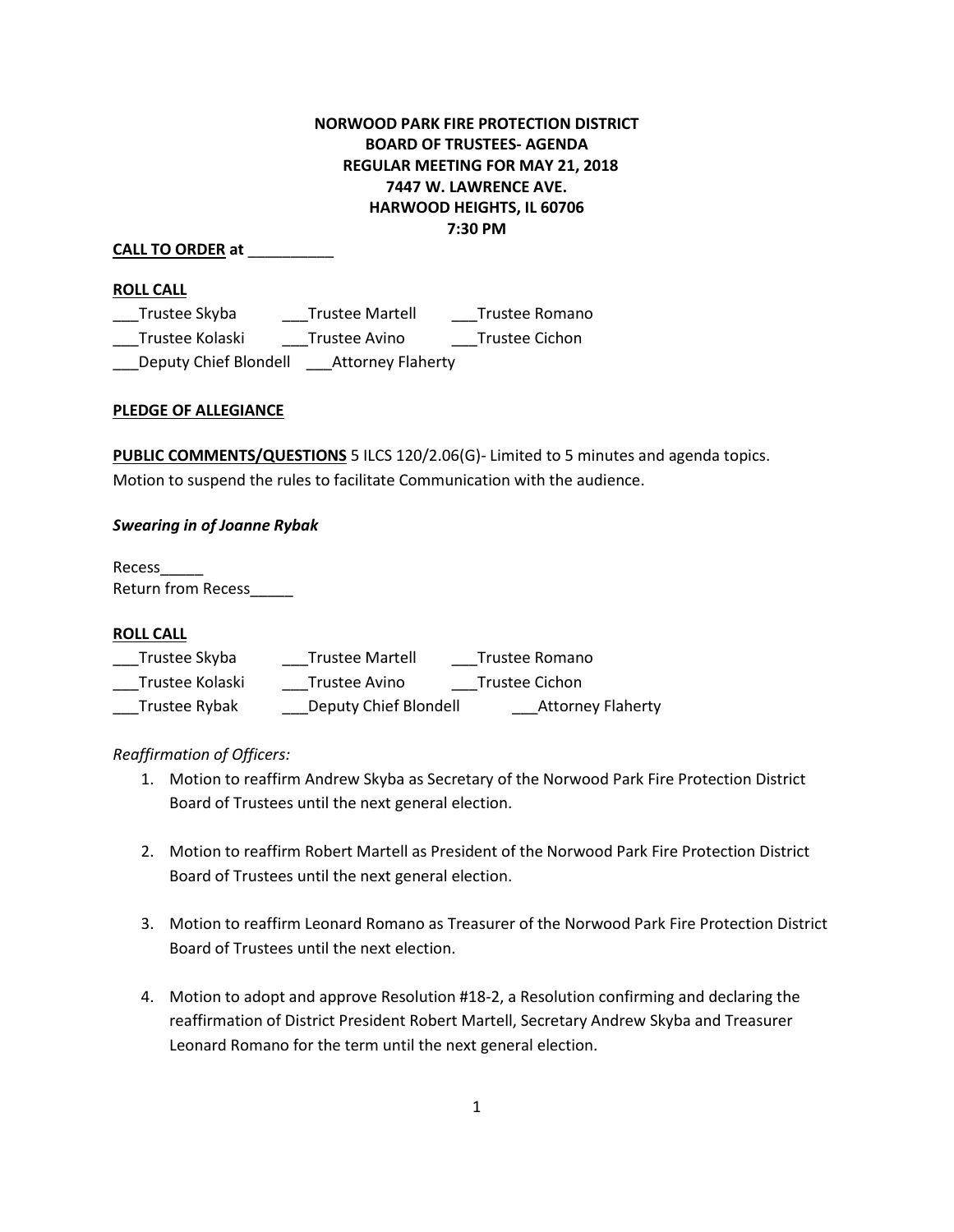**NORWOOD PARK FIRE PROTECTION DISTRICT**
**BOARD OF TRUSTEES- AGENDA**
**REGULAR MEETING FOR MAY 21, 2018**
**7447 W. LAWRENCE AVE.**
**HARWOOD HEIGHTS, IL 60706**
**7:30 PM**

**CALL TO ORDER at** __________

**ROLL CALL**

___Trustee Skyba ___Trustee Martell ___Trustee Romano
___Trustee Kolaski ___Trustee Avino ___Trustee Cichon
___Deputy Chief Blondell ___Attorney Flaherty

**PLEDGE OF ALLEGIANCE**

**PUBLIC COMMENTS/QUESTIONS** 5 ILCS 120/2.06(G)- Limited to 5 minutes and agenda topics.
Motion to suspend the rules to facilitate Communication with the audience.

***Swearing in of Joanne Rybak***

Recess_____
Return from Recess_____

**ROLL CALL**

___Trustee Skyba ___Trustee Martell ___Trustee Romano
___Trustee Kolaski ___Trustee Avino ___Trustee Cichon
___Trustee Rybak ___Deputy Chief Blondell ___Attorney Flaherty

*Reaffirmation of Officers:*

1. Motion to reaffirm Andrew Skyba as Secretary of the Norwood Park Fire Protection District Board of Trustees until the next general election.

2. Motion to reaffirm Robert Martell as President of the Norwood Park Fire Protection District Board of Trustees until the next general election.

3. Motion to reaffirm Leonard Romano as Treasurer of the Norwood Park Fire Protection District Board of Trustees until the next election.

4. Motion to adopt and approve Resolution #18-2, a Resolution confirming and declaring the reaffirmation of District President Robert Martell, Secretary Andrew Skyba and Treasurer Leonard Romano for the term until the next general election.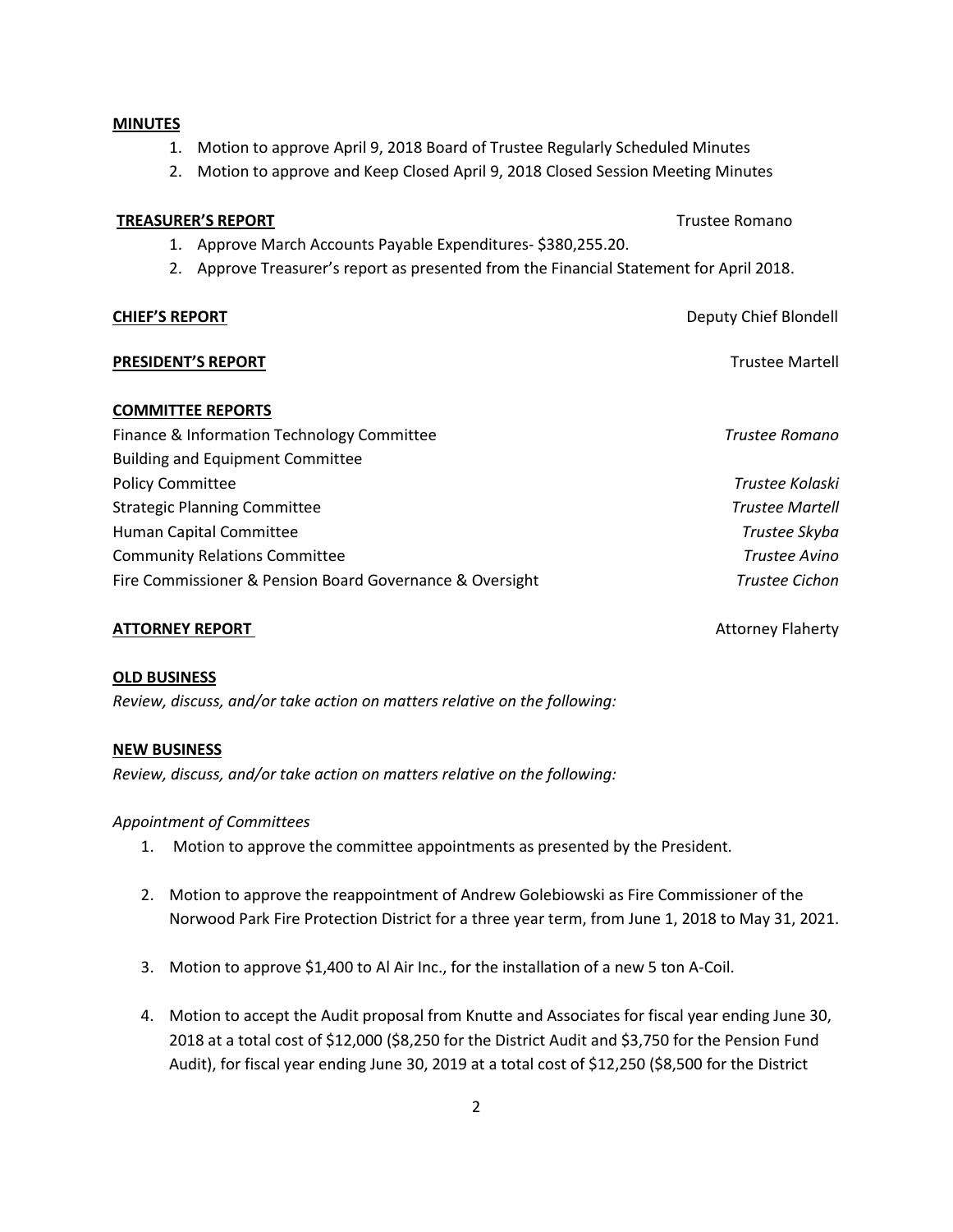**MINUTES**

1. Motion to approve April 9, 2018 Board of Trustee Regularly Scheduled Minutes
2. Motion to approve and Keep Closed April 9, 2018 Closed Session Meeting Minutes

**TREASURER'S REPORT** — Trustee Romano

1. Approve March Accounts Payable Expenditures- $380,255.20.
2. Approve Treasurer's report as presented from the Financial Statement for April 2018.

**CHIEF'S REPORT** — Deputy Chief Blondell

**PRESIDENT'S REPORT** — Trustee Martell

**COMMITTEE REPORTS**

| Committee | Trustee |
| --- | --- |
| Finance & Information Technology Committee | *Trustee Romano* |
| Building and Equipment Committee | |
| Policy Committee | *Trustee Kolaski* |
| Strategic Planning Committee | *Trustee Martell* |
| Human Capital Committee | *Trustee Skyba* |
| Community Relations Committee | *Trustee Avino* |
| Fire Commissioner & Pension Board Governance & Oversight | *Trustee Cichon* |

**ATTORNEY REPORT** — Attorney Flaherty

**OLD BUSINESS**

*Review, discuss, and/or take action on matters relative on the following:*

**NEW BUSINESS**

*Review, discuss, and/or take action on matters relative on the following:*

*Appointment of Committees*

1. Motion to approve the committee appointments as presented by the President.

2. Motion to approve the reappointment of Andrew Golebiowski as Fire Commissioner of the Norwood Park Fire Protection District for a three year term, from June 1, 2018 to May 31, 2021.

3. Motion to approve $1,400 to Al Air Inc., for the installation of a new 5 ton A-Coil.

4. Motion to accept the Audit proposal from Knutte and Associates for fiscal year ending June 30, 2018 at a total cost of $12,000 ($8,250 for the District Audit and $3,750 for the Pension Fund Audit), for fiscal year ending June 30, 2019 at a total cost of $12,250 ($8,500 for the District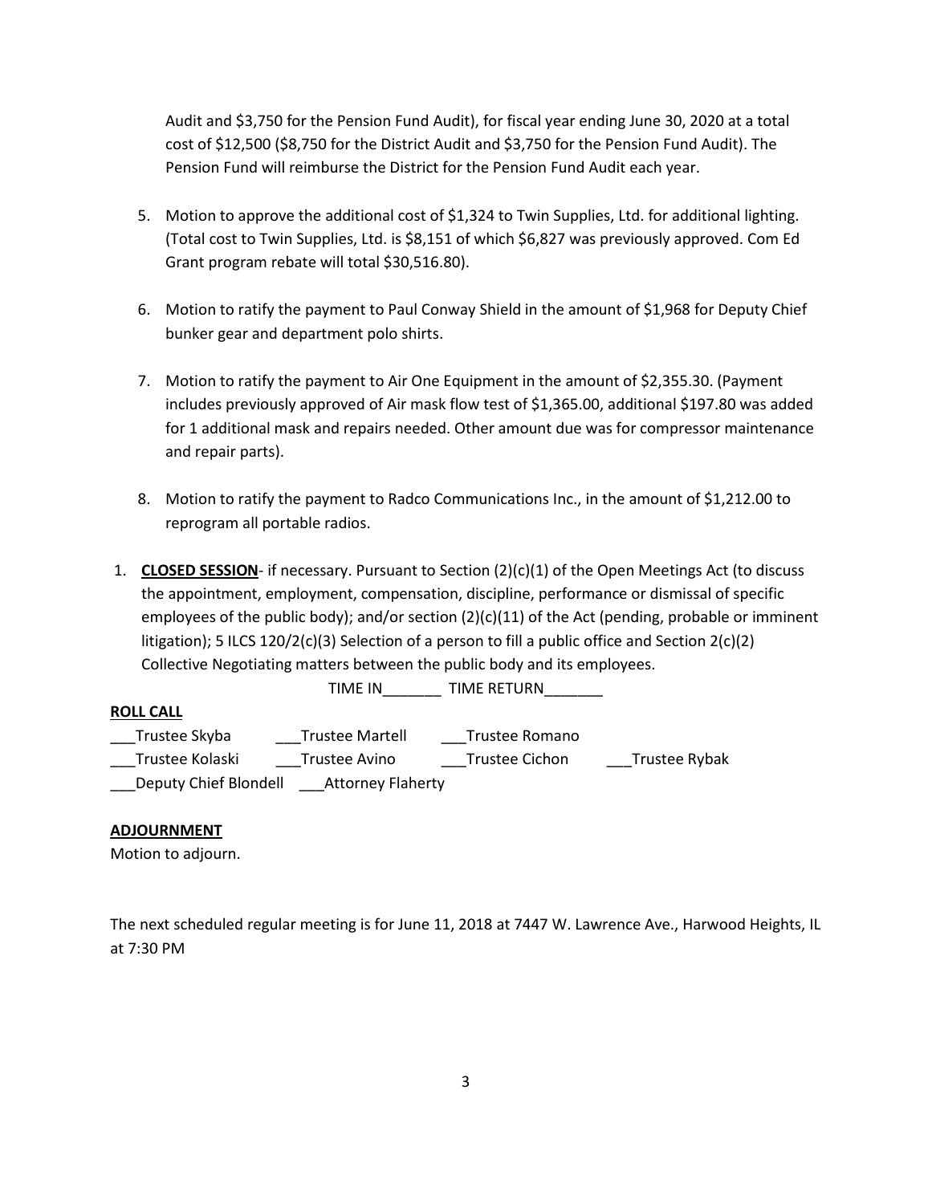Audit and $3,750 for the Pension Fund Audit), for fiscal year ending June 30, 2020 at a total cost of $12,500 ($8,750 for the District Audit and $3,750 for the Pension Fund Audit). The Pension Fund will reimburse the District for the Pension Fund Audit each year.

5. Motion to approve the additional cost of $1,324 to Twin Supplies, Ltd. for additional lighting. (Total cost to Twin Supplies, Ltd. is $8,151 of which $6,827 was previously approved. Com Ed Grant program rebate will total $30,516.80).

6. Motion to ratify the payment to Paul Conway Shield in the amount of $1,968 for Deputy Chief bunker gear and department polo shirts.

7. Motion to ratify the payment to Air One Equipment in the amount of $2,355.30. (Payment includes previously approved of Air mask flow test of $1,365.00, additional $197.80 was added for 1 additional mask and repairs needed. Other amount due was for compressor maintenance and repair parts).

8. Motion to ratify the payment to Radco Communications Inc., in the amount of $1,212.00 to reprogram all portable radios.

1. **CLOSED SESSION**- if necessary. Pursuant to Section (2)(c)(1) of the Open Meetings Act (to discuss the appointment, employment, compensation, discipline, performance or dismissal of specific employees of the public body); and/or section (2)(c)(11) of the Act (pending, probable or imminent litigation); 5 ILCS 120/2(c)(3) Selection of a person to fill a public office and Section 2(c)(2) Collective Negotiating matters between the public body and its employees.

TIME IN_______ TIME RETURN_______

**ROLL CALL**

___Trustee Skyba ___Trustee Martell ___Trustee Romano
___Trustee Kolaski ___Trustee Avino ___Trustee Cichon ___Trustee Rybak
___Deputy Chief Blondell ___Attorney Flaherty

**ADJOURNMENT**

Motion to adjourn.

The next scheduled regular meeting is for June 11, 2018 at 7447 W. Lawrence Ave., Harwood Heights, IL at 7:30 PM